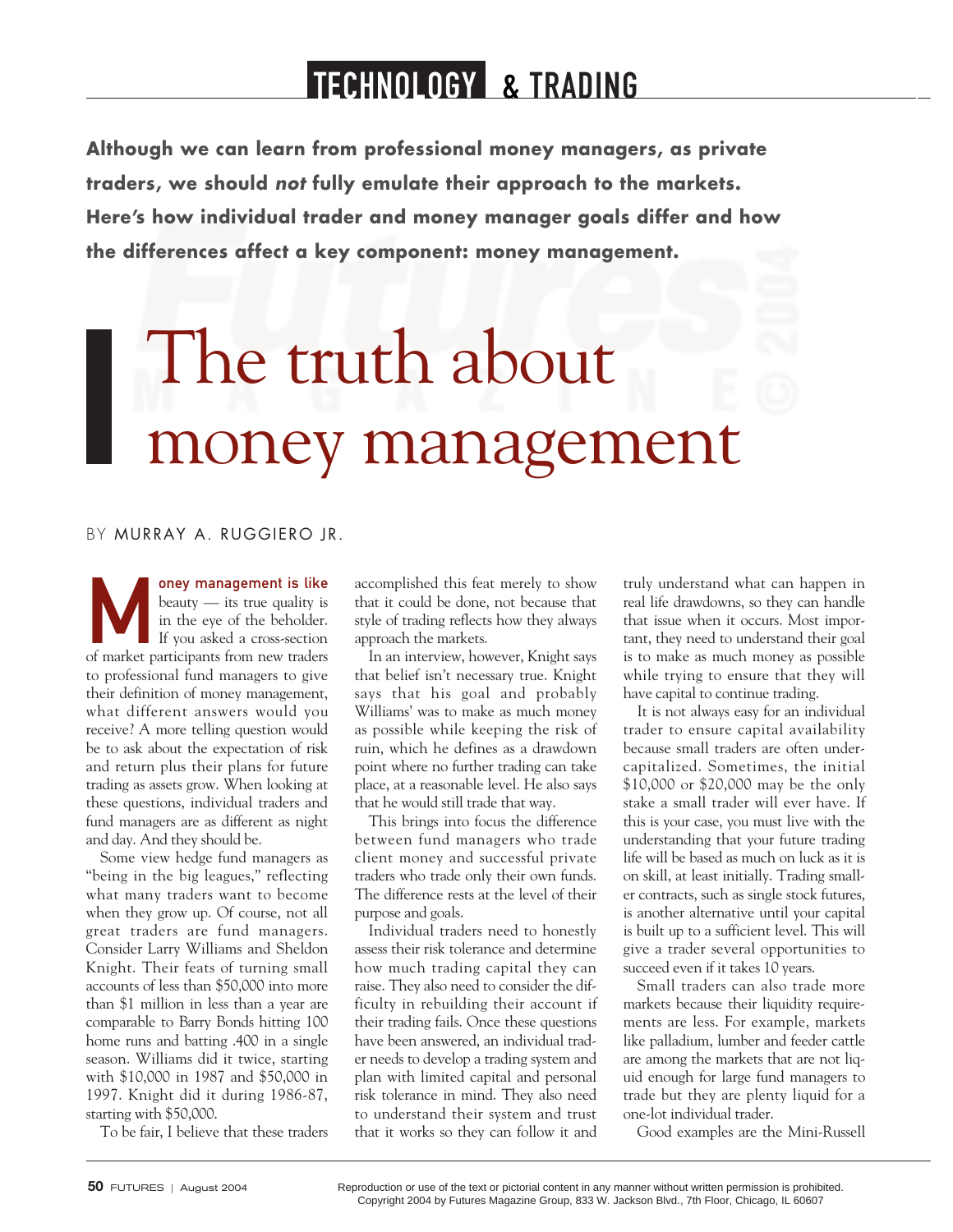TECHNOLOGY & TRADING

**Although we can learn from professional money managers, as private traders, we should *not* fully emulate their approach to the markets. Here's how individual trader and money manager goals differ and how the differences affect a key component: money management.**

# The truth about money management

BY MURRAY A. RUGGIERO JR.

**Money management is like** beauty — its true quality is in the eye of the beholder. If you asked a cross-section of market participants from new traders to professional fund managers to give their definition of money management, what different answers would you receive? A more telling question would be to ask about the expectation of risk and return plus their plans for future trading as assets grow. When looking at these questions, individual traders and fund managers are as different as night and day. And they should be.

Some view hedge fund managers as "being in the big leagues," reflecting what many traders want to become when they grow up. Of course, not all great traders are fund managers. Consider Larry Williams and Sheldon Knight. Their feats of turning small accounts of less than $50,000 into more than $1 million in less than a year are comparable to Barry Bonds hitting 100 home runs and batting .400 in a single season. Williams did it twice, starting with $10,000 in 1987 and $50,000 in 1997. Knight did it during 1986-87, starting with $50,000.

To be fair, I believe that these traders accomplished this feat merely to show that it could be done, not because that style of trading reflects how they always approach the markets.

In an interview, however, Knight says that belief isn't necessary true. Knight says that his goal and probably Williams' was to make as much money as possible while keeping the risk of ruin, which he defines as a drawdown point where no further trading can take place, at a reasonable level. He also says that he would still trade that way.

This brings into focus the difference between fund managers who trade client money and successful private traders who trade only their own funds. The difference rests at the level of their purpose and goals.

Individual traders need to honestly assess their risk tolerance and determine how much trading capital they can raise. They also need to consider the difficulty in rebuilding their account if their trading fails. Once these questions have been answered, an individual trader needs to develop a trading system and plan with limited capital and personal risk tolerance in mind. They also need to understand their system and trust that it works so they can follow it and truly understand what can happen in real life drawdowns, so they can handle that issue when it occurs. Most important, they need to understand their goal is to make as much money as possible while trying to ensure that they will have capital to continue trading.

It is not always easy for an individual trader to ensure capital availability because small traders are often undercapitalized. Sometimes, the initial $10,000 or $20,000 may be the only stake a small trader will ever have. If this is your case, you must live with the understanding that your future trading life will be based as much on luck as it is on skill, at least initially. Trading smaller contracts, such as single stock futures, is another alternative until your capital is built up to a sufficient level. This will give a trader several opportunities to succeed even if it takes 10 years.

Small traders can also trade more markets because their liquidity requirements are less. For example, markets like palladium, lumber and feeder cattle are among the markets that are not liquid enough for large fund managers to trade but they are plenty liquid for a one-lot individual trader.

Good examples are the Mini-Russell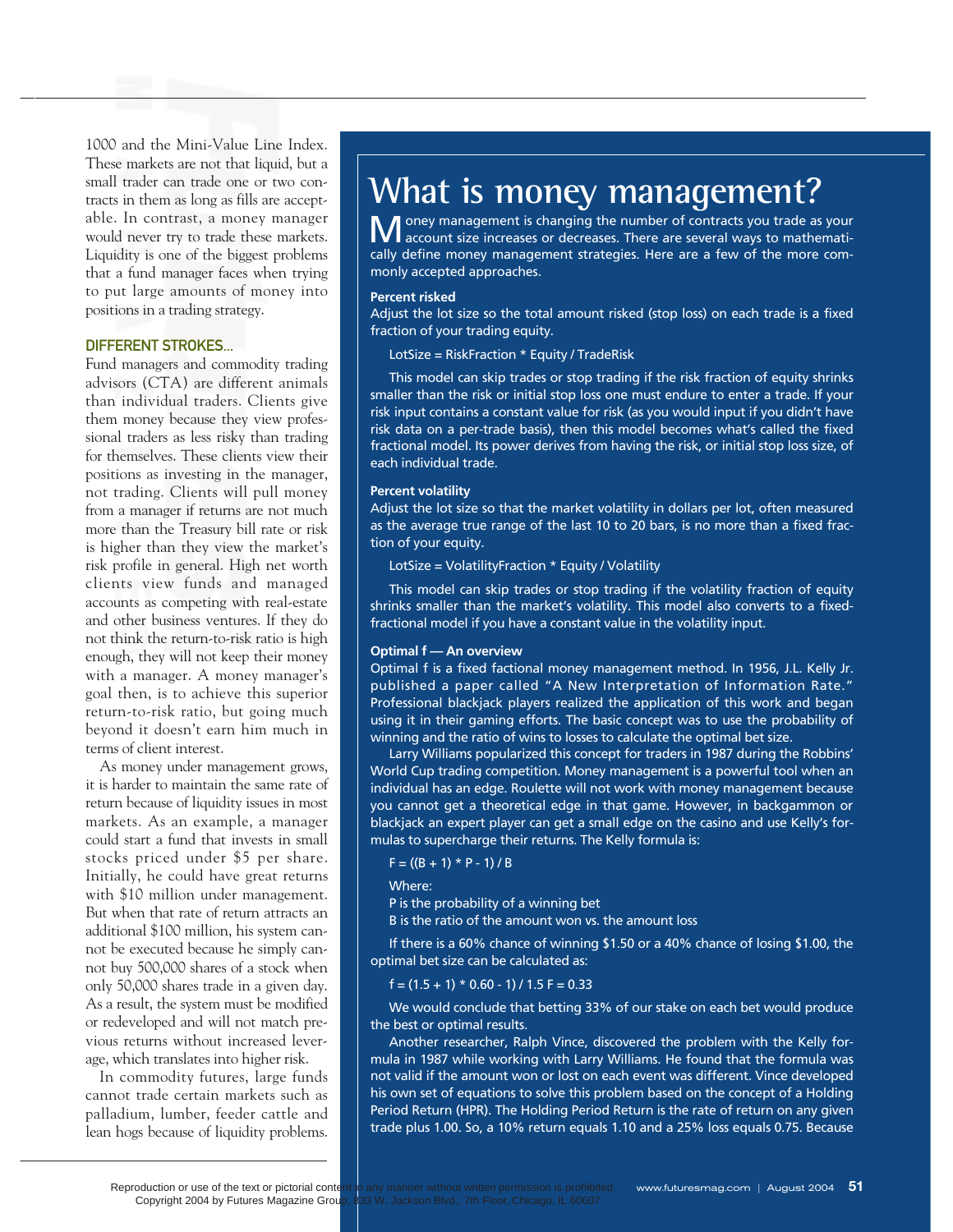1000 and the Mini-Value Line Index. These markets are not that liquid, but a small trader can trade one or two contracts in them as long as fills are acceptable. In contrast, a money manager would never try to trade these markets. Liquidity is one of the biggest problems that a fund manager faces when trying to put large amounts of money into positions in a trading strategy.

### DIFFERENT STROKES...

Fund managers and commodity trading advisors (CTA) are different animals than individual traders. Clients give them money because they view professional traders as less risky than trading for themselves. These clients view their positions as investing in the manager, not trading. Clients will pull money from a manager if returns are not much more than the Treasury bill rate or risk is higher than they view the market's risk profile in general. High net worth clients view funds and managed accounts as competing with real-estate and other business ventures. If they do not think the return-to-risk ratio is high enough, they will not keep their money with a manager. A money manager's goal then, is to achieve this superior return-to-risk ratio, but going much beyond it doesn't earn him much in terms of client interest.

As money under management grows, it is harder to maintain the same rate of return because of liquidity issues in most markets. As an example, a manager could start a fund that invests in small stocks priced under $5 per share. Initially, he could have great returns with $10 million under management. But when that rate of return attracts an additional $100 million, his system cannot be executed because he simply cannot buy 500,000 shares of a stock when only 50,000 shares trade in a given day. As a result, the system must be modified or redeveloped and will not match previous returns without increased leverage, which translates into higher risk.

In commodity futures, large funds cannot trade certain markets such as palladium, lumber, feeder cattle and lean hogs because of liquidity problems.

## What is money management?

Money management is changing the number of contracts you trade as your account size increases or decreases. There are several ways to mathematically define money management strategies. Here are a few of the more commonly accepted approaches.

**Percent risked**

Adjust the lot size so the total amount risked (stop loss) on each trade is a fixed fraction of your trading equity.

LotSize = RiskFraction * Equity / TradeRisk

This model can skip trades or stop trading if the risk fraction of equity shrinks smaller than the risk or initial stop loss one must endure to enter a trade. If your risk input contains a constant value for risk (as you would input if you didn't have risk data on a per-trade basis), then this model becomes what's called the fixed fractional model. Its power derives from having the risk, or initial stop loss size, of each individual trade.

**Percent volatility**

Adjust the lot size so that the market volatility in dollars per lot, often measured as the average true range of the last 10 to 20 bars, is no more than a fixed fraction of your equity.

LotSize = VolatilityFraction * Equity / Volatility

This model can skip trades or stop trading if the volatility fraction of equity shrinks smaller than the market's volatility. This model also converts to a fixed-fractional model if you have a constant value in the volatility input.

**Optimal f — An overview**

Optimal f is a fixed factional money management method. In 1956, J.L. Kelly Jr. published a paper called "A New Interpretation of Information Rate." Professional blackjack players realized the application of this work and began using it in their gaming efforts. The basic concept was to use the probability of winning and the ratio of wins to losses to calculate the optimal bet size.

Larry Williams popularized this concept for traders in 1987 during the Robbins' World Cup trading competition. Money management is a powerful tool when an individual has an edge. Roulette will not work with money management because you cannot get a theoretical edge in that game. However, in backgammon or blackjack an expert player can get a small edge on the casino and use Kelly's formulas to supercharge their returns. The Kelly formula is:

$$F = ((B + 1) * P - 1) / B$$

Where:

P is the probability of a winning bet

B is the ratio of the amount won vs. the amount loss

If there is a 60% chance of winning $1.50 or a 40% chance of losing $1.00, the optimal bet size can be calculated as:

$$f = (1.5 + 1) * 0.60 - 1) / 1.5 \quad F = 0.33$$

We would conclude that betting 33% of our stake on each bet would produce the best or optimal results.

Another researcher, Ralph Vince, discovered the problem with the Kelly formula in 1987 while working with Larry Williams. He found that the formula was not valid if the amount won or lost on each event was different. Vince developed his own set of equations to solve this problem based on the concept of a Holding Period Return (HPR). The Holding Period Return is the rate of return on any given trade plus 1.00. So, a 10% return equals 1.10 and a 25% loss equals 0.75. Because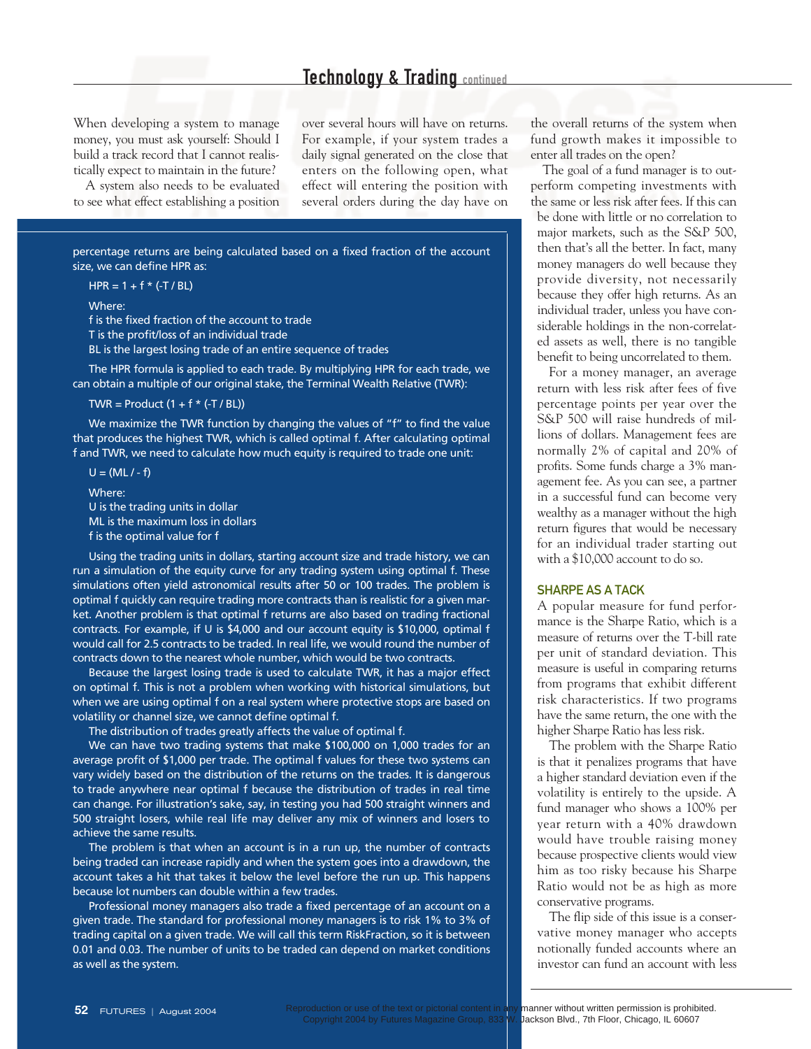When developing a system to manage money, you must ask yourself: Should I build a track record that I cannot realistically expect to maintain in the future?

A system also needs to be evaluated to see what effect establishing a position over several hours will have on returns. For example, if your system trades a daily signal generated on the close that enters on the following open, what effect will entering the position with several orders during the day have on the overall returns of the system when fund growth makes it impossible to enter all trades on the open?

The goal of a fund manager is to outperform competing investments with the same or less risk after fees. If this can be done with little or no correlation to major markets, such as the S&P 500, then that's all the better. In fact, many money managers do well because they provide diversity, not necessarily because they offer high returns. As an individual trader, unless you have considerable holdings in the non-correlated assets as well, there is no tangible benefit to being uncorrelated to them.

For a money manager, an average return with less risk after fees of five percentage points per year over the S&P 500 will raise hundreds of millions of dollars. Management fees are normally 2% of capital and 20% of profits. Some funds charge a 3% management fee. As you can see, a partner in a successful fund can become very wealthy as a manager without the high return figures that would be necessary for an individual trader starting out with a $10,000 account to do so.

### SHARPE AS A TACK

A popular measure for fund performance is the Sharpe Ratio, which is a measure of returns over the T-bill rate per unit of standard deviation. This measure is useful in comparing returns from programs that exhibit different risk characteristics. If two programs have the same return, the one with the higher Sharpe Ratio has less risk.

The problem with the Sharpe Ratio is that it penalizes programs that have a higher standard deviation even if the volatility is entirely to the upside. A fund manager who shows a 100% per year return with a 40% drawdown would have trouble raising money because prospective clients would view him as too risky because his Sharpe Ratio would not be as high as more conservative programs.

The flip side of this issue is a conservative money manager who accepts notionally funded accounts where an investor can fund an account with less

---

percentage returns are being calculated based on a fixed fraction of the account size, we can define HPR as:

$$HPR = 1 + f * (-T / BL)$$

Where:
f is the fixed fraction of the account to trade
T is the profit/loss of an individual trade
BL is the largest losing trade of an entire sequence of trades

The HPR formula is applied to each trade. By multiplying HPR for each trade, we can obtain a multiple of our original stake, the Terminal Wealth Relative (TWR):

$$TWR = \text{Product}\,(1 + f * (-T / BL))$$

We maximize the TWR function by changing the values of "f" to find the value that produces the highest TWR, which is called optimal f. After calculating optimal f and TWR, we need to calculate how much equity is required to trade one unit:

$$U = (ML / - f)$$

Where:
U is the trading units in dollar
ML is the maximum loss in dollars
f is the optimal value for f

Using the trading units in dollars, starting account size and trade history, we can run a simulation of the equity curve for any trading system using optimal f. These simulations often yield astronomical results after 50 or 100 trades. The problem is optimal f quickly can require trading more contracts than is realistic for a given market. Another problem is that optimal f returns are also based on trading fractional contracts. For example, if U is $4,000 and our account equity is $10,000, optimal f would call for 2.5 contracts to be traded. In real life, we would round the number of contracts down to the nearest whole number, which would be two contracts.

Because the largest losing trade is used to calculate TWR, it has a major effect on optimal f. This is not a problem when working with historical simulations, but when we are using optimal f on a real system where protective stops are based on volatility or channel size, we cannot define optimal f.

The distribution of trades greatly affects the value of optimal f.

We can have two trading systems that make $100,000 on 1,000 trades for an average profit of $1,000 per trade. The optimal f values for these two systems can vary widely based on the distribution of the returns on the trades. It is dangerous to trade anywhere near optimal f because the distribution of trades in real time can change. For illustration's sake, say, in testing you had 500 straight winners and 500 straight losers, while real life may deliver any mix of winners and losers to achieve the same results.

The problem is that when an account is in a run up, the number of contracts being traded can increase rapidly and when the system goes into a drawdown, the account takes a hit that takes it below the level before the run up. This happens because lot numbers can double within a few trades.

Professional money managers also trade a fixed percentage of an account on a given trade. The standard for professional money managers is to risk 1% to 3% of trading capital on a given trade. We will call this term RiskFraction, so it is between 0.01 and 0.03. The number of units to be traded can depend on market conditions as well as the system.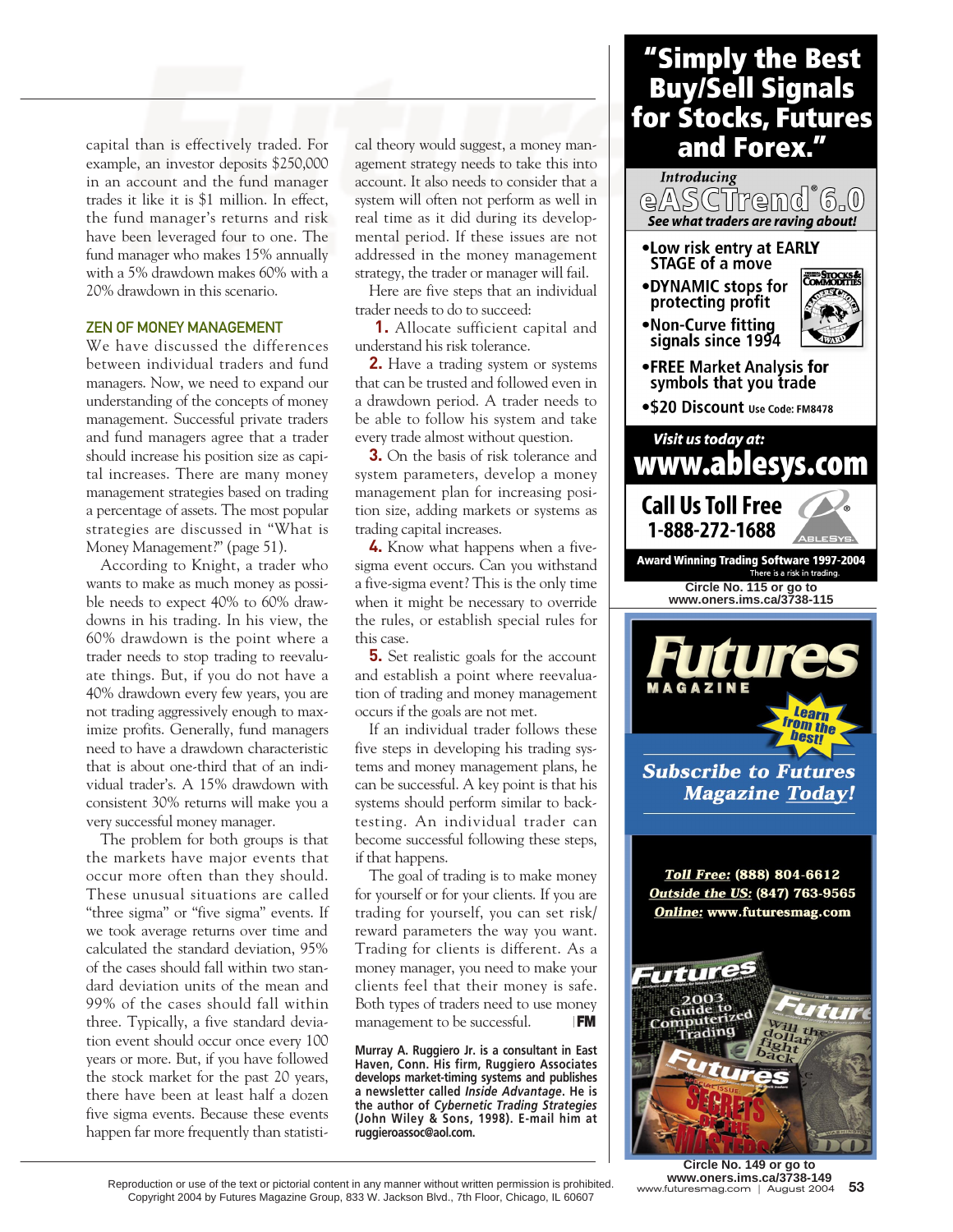capital than is effectively traded. For example, an investor deposits $250,000 in an account and the fund manager trades it like it is $1 million. In effect, the fund manager's returns and risk have been leveraged four to one. The fund manager who makes 15% annually with a 5% drawdown makes 60% with a 20% drawdown in this scenario.

## ZEN OF MONEY MANAGEMENT

We have discussed the differences between individual traders and fund managers. Now, we need to expand our understanding of the concepts of money management. Successful private traders and fund managers agree that a trader should increase his position size as capital increases. There are many money management strategies based on trading a percentage of assets. The most popular strategies are discussed in "What is Money Management?" (page 51).

According to Knight, a trader who wants to make as much money as possible needs to expect 40% to 60% drawdowns in his trading. In his view, the 60% drawdown is the point where a trader needs to stop trading to reevaluate things. But, if you do not have a 40% drawdown every few years, you are not trading aggressively enough to maximize profits. Generally, fund managers need to have a drawdown characteristic that is about one-third that of an individual trader's. A 15% drawdown with consistent 30% returns will make you a very successful money manager.

The problem for both groups is that the markets have major events that occur more often than they should. These unusual situations are called "three sigma" or "five sigma" events. If we took average returns over time and calculated the standard deviation, 95% of the cases should fall within two standard deviation units of the mean and 99% of the cases should fall within three. Typically, a five standard deviation event should occur once every 100 years or more. But, if you have followed the stock market for the past 20 years, there have been at least half a dozen five sigma events. Because these events happen far more frequently than statistical theory would suggest, a money management strategy needs to take this into account. It also needs to consider that a system will often not perform as well in real time as it did during its developmental period. If these issues are not addressed in the money management strategy, the trader or manager will fail.

Here are five steps that an individual trader needs to do to succeed:

**1.** Allocate sufficient capital and understand his risk tolerance.

**2.** Have a trading system or systems that can be trusted and followed even in a drawdown period. A trader needs to be able to follow his system and take every trade almost without question.

**3.** On the basis of risk tolerance and system parameters, develop a money management plan for increasing position size, adding markets or systems as trading capital increases.

**4.** Know what happens when a five-sigma event occurs. Can you withstand a five-sigma event? This is the only time when it might be necessary to override the rules, or establish special rules for this case.

**5.** Set realistic goals for the account and establish a point where reevaluation of trading and money management occurs if the goals are not met.

If an individual trader follows these five steps in developing his trading systems and money management plans, he can be successful. A key point is that his systems should perform similar to backtesting. An individual trader can become successful following these steps, if that happens.

The goal of trading is to make money for yourself or for your clients. If you are trading for yourself, you can set risk/reward parameters the way you want. Trading for clients is different. As a money manager, you need to make your clients feel that their money is safe. Both types of traders need to use money management to be successful. **FM**

**Murray A. Ruggiero Jr. is a consultant in East Haven, Conn. His firm, Ruggiero Associates develops market-timing systems and publishes a newsletter called *Inside Advantage*. He is the author of *Cybernetic Trading Strategies* (John Wiley & Sons, 1998). E-mail him at ruggieroassoc@aol.com.**

---

**"Simply the Best Buy/Sell Signals for Stocks, Futures and Forex."**

*Introducing* eASCTrend® 6.0

*See what traders are raving about!*

- Low risk entry at EARLY STAGE of a move
- DYNAMIC stops for protecting profit
- Non-Curve fitting signals since 1994
- FREE Market Analysis for symbols that you trade
- $20 Discount Use Code: FM8478

*Visit us today at:* **www.ablesys.com**

**Call Us Toll Free 1-888-272-1688**

Award Winning Trading Software 1997-2004

There is a risk in trading.

Circle No. 115 or go to www.oners.ims.ca/3738-115

---

**Futures MAGAZINE**

Learn from the best!

***Subscribe to Futures Magazine Today!***

*Toll Free:* (888) 804-6612

*Outside the US:* (847) 763-9565

*Online:* www.futuresmag.com

Circle No. 149 or go to www.oners.ims.ca/3738-149

Reproduction or use of the text or pictorial content in any manner without written permission is prohibited. Copyright 2004 by Futures Magazine Group, 833 W. Jackson Blvd., 7th Floor, Chicago, IL 60607